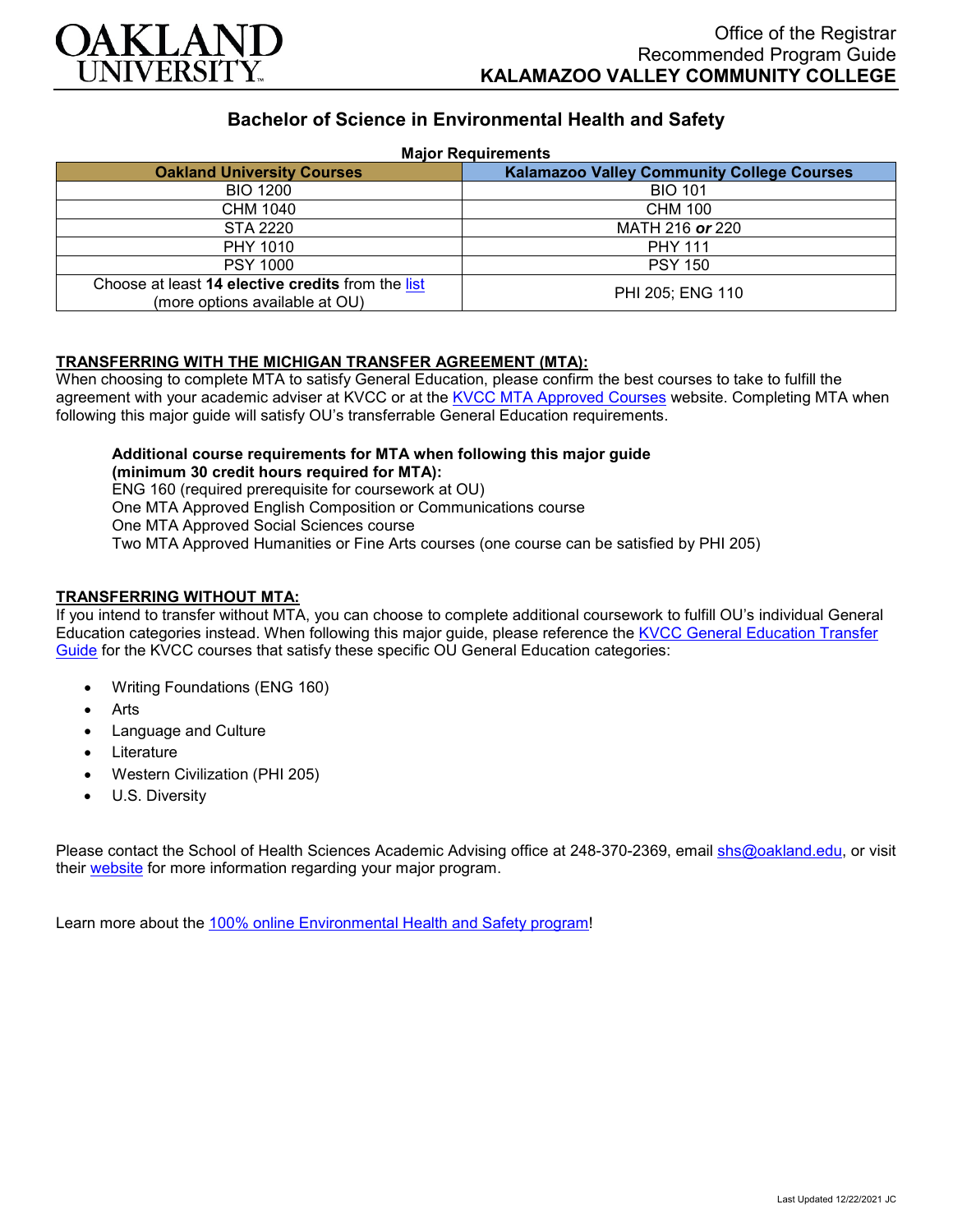OAKLAND UNIVERSITY

Office of the Registrar
Recommended Program Guide
**KALAMAZOO VALLEY COMMUNITY COLLEGE**

## Bachelor of Science in Environmental Health and Safety

**Major Requirements**

| Oakland University Courses | Kalamazoo Valley Community College Courses |
|---|---|
| BIO 1200 | BIO 101 |
| CHM 1040 | CHM 100 |
| STA 2220 | MATH 216 ***or*** 220 |
| PHY 1010 | PHY 111 |
| PSY 1000 | PSY 150 |
| Choose at least **14 elective credits** from the list (more options available at OU) | PHI 205; ENG 110 |

**TRANSFERRING WITH THE MICHIGAN TRANSFER AGREEMENT (MTA):**

When choosing to complete MTA to satisfy General Education, please confirm the best courses to take to fulfill the agreement with your academic adviser at KVCC or at the KVCC MTA Approved Courses website. Completing MTA when following this major guide will satisfy OU's transferrable General Education requirements.

**Additional course requirements for MTA when following this major guide (minimum 30 credit hours required for MTA):**
ENG 160 (required prerequisite for coursework at OU)
One MTA Approved English Composition or Communications course
One MTA Approved Social Sciences course
Two MTA Approved Humanities or Fine Arts courses (one course can be satisfied by PHI 205)

**TRANSFERRING WITHOUT MTA:**

If you intend to transfer without MTA, you can choose to complete additional coursework to fulfill OU's individual General Education categories instead. When following this major guide, please reference the KVCC General Education Transfer Guide for the KVCC courses that satisfy these specific OU General Education categories:

- Writing Foundations (ENG 160)
- Arts
- Language and Culture
- Literature
- Western Civilization (PHI 205)
- U.S. Diversity

Please contact the School of Health Sciences Academic Advising office at 248-370-2369, email shs@oakland.edu, or visit their website for more information regarding your major program.

Learn more about the 100% online Environmental Health and Safety program!

Last Updated 12/22/2021 JC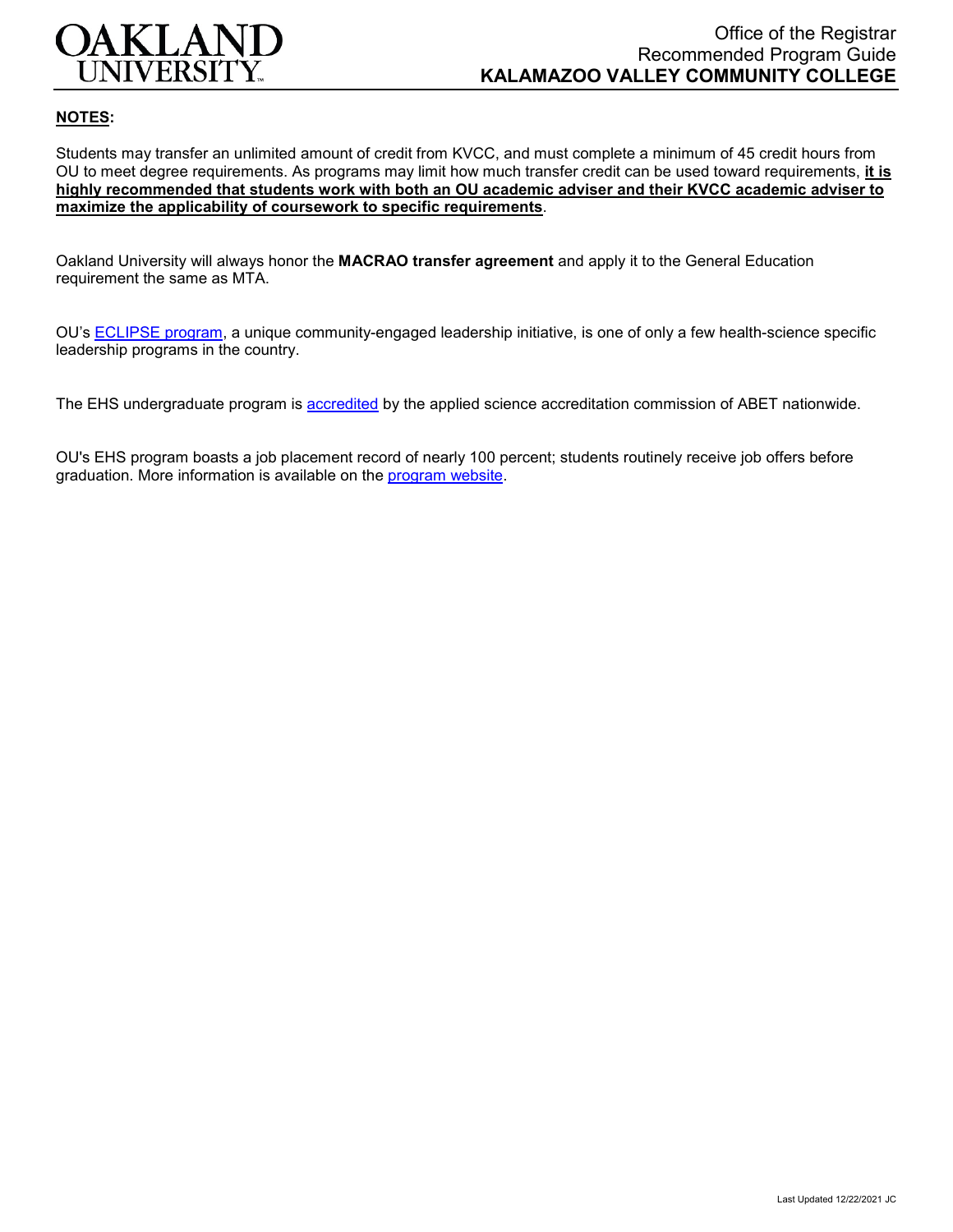**NOTES:**

Students may transfer an unlimited amount of credit from KVCC, and must complete a minimum of 45 credit hours from OU to meet degree requirements. As programs may limit how much transfer credit can be used toward requirements, **it is highly recommended that students work with both an OU academic adviser and their KVCC academic adviser to maximize the applicability of coursework to specific requirements**.

Oakland University will always honor the **MACRAO transfer agreement** and apply it to the General Education requirement the same as MTA.

OU's ECLIPSE program, a unique community-engaged leadership initiative, is one of only a few health-science specific leadership programs in the country.

The EHS undergraduate program is accredited by the applied science accreditation commission of ABET nationwide.

OU's EHS program boasts a job placement record of nearly 100 percent; students routinely receive job offers before graduation. More information is available on the program website.